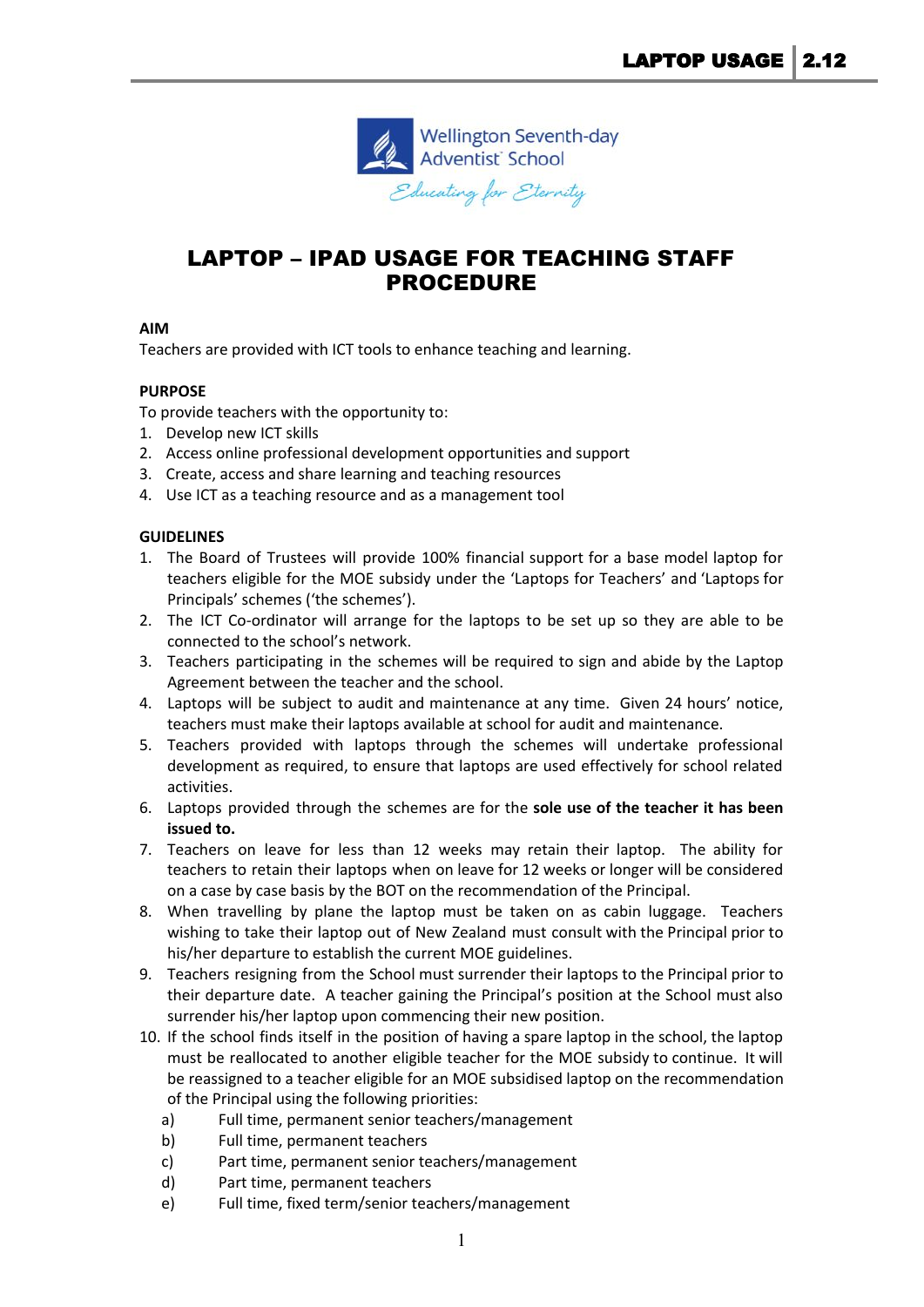# LAPTOP – IPAD USAGE FOR TEACHING STAFF PROCEDURE

**AIM**

Teachers are provided with ICT tools to enhance teaching and learning.

**PURPOSE**

To provide teachers with the opportunity to:

1. Develop new ICT skills
2. Access online professional development opportunities and support
3. Create, access and share learning and teaching resources
4. Use ICT as a teaching resource and as a management tool

**GUIDELINES**

1. The Board of Trustees will provide 100% financial support for a base model laptop for teachers eligible for the MOE subsidy under the 'Laptops for Teachers' and 'Laptops for Principals' schemes ('the schemes').
2. The ICT Co-ordinator will arrange for the laptops to be set up so they are able to be connected to the school's network.
3. Teachers participating in the schemes will be required to sign and abide by the Laptop Agreement between the teacher and the school.
4. Laptops will be subject to audit and maintenance at any time. Given 24 hours' notice, teachers must make their laptops available at school for audit and maintenance.
5. Teachers provided with laptops through the schemes will undertake professional development as required, to ensure that laptops are used effectively for school related activities.
6. Laptops provided through the schemes are for the **sole use of the teacher it has been issued to.**
7. Teachers on leave for less than 12 weeks may retain their laptop. The ability for teachers to retain their laptops when on leave for 12 weeks or longer will be considered on a case by case basis by the BOT on the recommendation of the Principal.
8. When travelling by plane the laptop must be taken on as cabin luggage. Teachers wishing to take their laptop out of New Zealand must consult with the Principal prior to his/her departure to establish the current MOE guidelines.
9. Teachers resigning from the School must surrender their laptops to the Principal prior to their departure date. A teacher gaining the Principal's position at the School must also surrender his/her laptop upon commencing their new position.
10. If the school finds itself in the position of having a spare laptop in the school, the laptop must be reallocated to another eligible teacher for the MOE subsidy to continue. It will be reassigned to a teacher eligible for an MOE subsidised laptop on the recommendation of the Principal using the following priorities:
    a) Full time, permanent senior teachers/management
    b) Full time, permanent teachers
    c) Part time, permanent senior teachers/management
    d) Part time, permanent teachers
    e) Full time, fixed term/senior teachers/management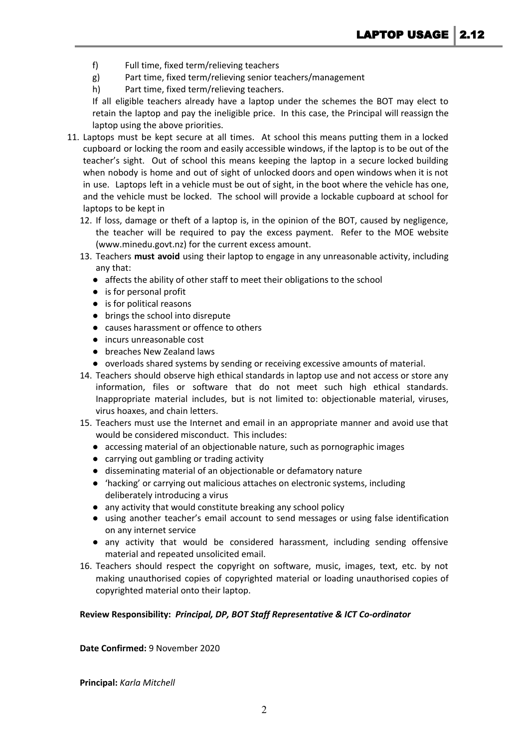f) Full time, fixed term/relieving teachers
g) Part time, fixed term/relieving senior teachers/management
h) Part time, fixed term/relieving teachers.

If all eligible teachers already have a laptop under the schemes the BOT may elect to retain the laptop and pay the ineligible price. In this case, the Principal will reassign the laptop using the above priorities.

11. Laptops must be kept secure at all times. At school this means putting them in a locked cupboard or locking the room and easily accessible windows, if the laptop is to be out of the teacher's sight. Out of school this means keeping the laptop in a secure locked building when nobody is home and out of sight of unlocked doors and open windows when it is not in use. Laptops left in a vehicle must be out of sight, in the boot where the vehicle has one, and the vehicle must be locked. The school will provide a lockable cupboard at school for laptops to be kept in
12. If loss, damage or theft of a laptop is, in the opinion of the BOT, caused by negligence, the teacher will be required to pay the excess payment. Refer to the MOE website (www.minedu.govt.nz) for the current excess amount.
13. Teachers **must avoid** using their laptop to engage in any unreasonable activity, including any that:
    - affects the ability of other staff to meet their obligations to the school
    - is for personal profit
    - is for political reasons
    - brings the school into disrepute
    - causes harassment or offence to others
    - incurs unreasonable cost
    - breaches New Zealand laws
    - overloads shared systems by sending or receiving excessive amounts of material.
14. Teachers should observe high ethical standards in laptop use and not access or store any information, files or software that do not meet such high ethical standards. Inappropriate material includes, but is not limited to: objectionable material, viruses, virus hoaxes, and chain letters.
15. Teachers must use the Internet and email in an appropriate manner and avoid use that would be considered misconduct. This includes:
    - accessing material of an objectionable nature, such as pornographic images
    - carrying out gambling or trading activity
    - disseminating material of an objectionable or defamatory nature
    - 'hacking' or carrying out malicious attaches on electronic systems, including deliberately introducing a virus
    - any activity that would constitute breaking any school policy
    - using another teacher's email account to send messages or using false identification on any internet service
    - any activity that would be considered harassment, including sending offensive material and repeated unsolicited email.
16. Teachers should respect the copyright on software, music, images, text, etc. by not making unauthorised copies of copyrighted material or loading unauthorised copies of copyrighted material onto their laptop.

**Review Responsibility:** ***Principal, DP, BOT Staff Representative & ICT Co-ordinator***

**Date Confirmed:** 9 November 2020

**Principal:** *Karla Mitchell*